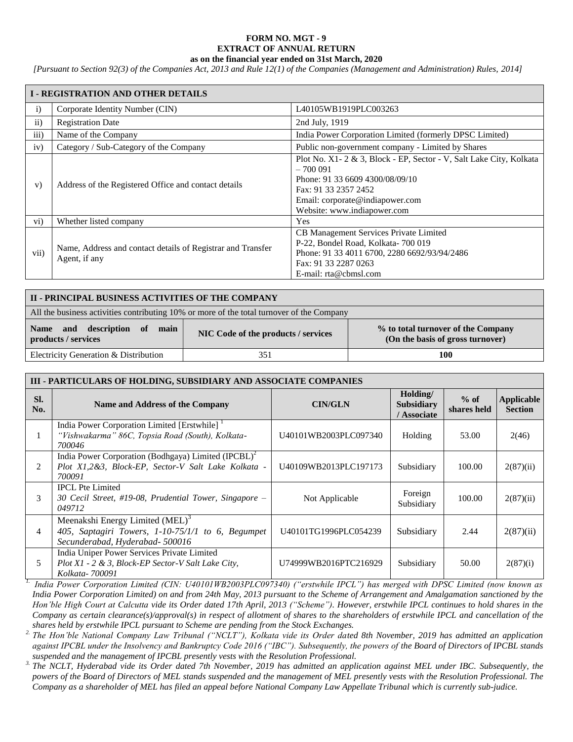**FORM NO. MGT - 9**
**EXTRACT OF ANNUAL RETURN**
**as on the financial year ended on 31st March, 2020**

*[Pursuant to Section 92(3) of the Companies Act, 2013 and Rule 12(1) of the Companies (Management and Administration) Rules, 2014]*

| **I - REGISTRATION AND OTHER DETAILS** | | |
|---|---|---|
| i) | Corporate Identity Number (CIN) | L40105WB1919PLC003263 |
| ii) | Registration Date | 2nd July, 1919 |
| iii) | Name of the Company | India Power Corporation Limited (formerly DPSC Limited) |
| iv) | Category / Sub-Category of the Company | Public non-government company - Limited by Shares |
| v) | Address of the Registered Office and contact details | Plot No. X1- 2 & 3, Block - EP, Sector - V, Salt Lake City, Kolkata – 700 091<br>Phone: 91 33 6609 4300/08/09/10<br>Fax: 91 33 2357 2452<br>Email: corporate@indiapower.com<br>Website: www.indiapower.com |
| vi) | Whether listed company | Yes |
| vii) | Name, Address and contact details of Registrar and Transfer Agent, if any | CB Management Services Private Limited<br>P-22, Bondel Road, Kolkata- 700 019<br>Phone: 91 33 4011 6700, 2280 6692/93/94/2486<br>Fax: 91 33 2287 0263<br>E-mail: rta@cbmsl.com |

**II - PRINCIPAL BUSINESS ACTIVITIES OF THE COMPANY**

All the business activities contributing 10% or more of the total turnover of the Company

| Name and description of main products / services | NIC Code of the products / services | % to total turnover of the Company (On the basis of gross turnover) |
|---|---|---|
| Electricity Generation & Distribution | 351 | **100** |

**III - PARTICULARS OF HOLDING, SUBSIDIARY AND ASSOCIATE COMPANIES**

| Sl. No. | Name and Address of the Company | CIN/GLN | Holding/ Subsidiary / Associate | % of shares held | Applicable Section |
|---|---|---|---|---|---|
| 1 | India Power Corporation Limited [Erstwhile] [1]<br>*"Vishwakarma" 86C, Topsia Road (South), Kolkata-700046* | U40101WB2003PLC097340 | Holding | 53.00 | 2(46) |
| 2 | India Power Corporation (Bodhgaya) Limited (IPCBL)[2]<br>*Plot X1,2&3, Block-EP, Sector-V Salt Lake Kolkata - 700091* | U40109WB2013PLC197173 | Subsidiary | 100.00 | 2(87)(ii) |
| 3 | IPCL Pte Limited<br>*30 Cecil Street, #19-08, Prudential Tower, Singapore – 049712* | Not Applicable | Foreign Subsidiary | 100.00 | 2(87)(ii) |
| 4 | Meenakshi Energy Limited (MEL)[3]<br>*405, Saptagiri Towers, 1-10-75/1/1 to 6, Begumpet Secunderabad, Hyderabad- 500016* | U40101TG1996PLC054239 | Subsidiary | 2.44 | 2(87)(ii) |
| 5 | India Uniper Power Services Private Limited<br>*Plot X1 - 2 & 3, Block-EP Sector-V Salt Lake City, Kolkata- 700091* | U74999WB2016PTC216929 | Subsidiary | 50.00 | 2(87)(i) |

*1. India Power Corporation Limited (CIN: U40101WB2003PLC097340) ("erstwhile IPCL") has merged with DPSC Limited (now known as India Power Corporation Limited) on and from 24th May, 2013 pursuant to the Scheme of Arrangement and Amalgamation sanctioned by the Hon'ble High Court at Calcutta vide its Order dated 17th April, 2013 ("Scheme"). However, erstwhile IPCL continues to hold shares in the Company as certain clearance(s)/approval(s) in respect of allotment of shares to the shareholders of erstwhile IPCL and cancellation of the shares held by erstwhile IPCL pursuant to Scheme are pending from the Stock Exchanges.*

*2. The Hon'ble National Company Law Tribunal ("NCLT"), Kolkata vide its Order dated 8th November, 2019 has admitted an application against IPCBL under the Insolvency and Bankruptcy Code 2016 ("IBC"). Subsequently, the powers of the Board of Directors of IPCBL stands suspended and the management of IPCBL presently vests with the Resolution Professional.*

*3. The NCLT, Hyderabad vide its Order dated 7th November, 2019 has admitted an application against MEL under IBC. Subsequently, the powers of the Board of Directors of MEL stands suspended and the management of MEL presently vests with the Resolution Professional. The Company as a shareholder of MEL has filed an appeal before National Company Law Appellate Tribunal which is currently sub-judice.*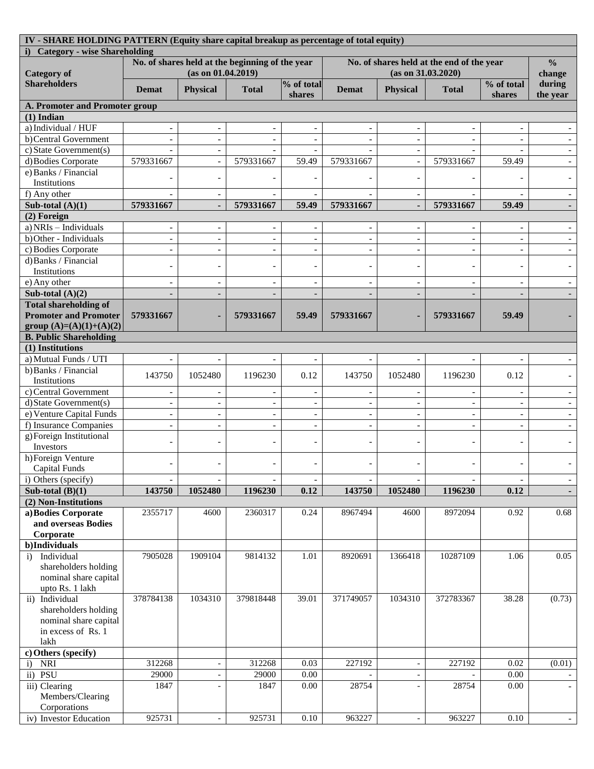| IV - SHARE HOLDING PATTERN (Equity share capital breakup as percentage of total equity) | | | | | | | | | |
|---|---|---|---|---|---|---|---|---|---|
| **i) Category - wise Shareholding** | | | | | | | | | |
| **Category of Shareholders** | **No. of shares held at the beginning of the year (as on 01.04.2019)** | | | | **No. of shares held at the end of the year (as on 31.03.2020)** | | | | **% change during the year** |
| | **Demat** | **Physical** | **Total** | **% of total shares** | **Demat** | **Physical** | **Total** | **% of total shares** | |
| **A. Promoter and Promoter group** | | | | | | | | | |
| **(1) Indian** | | | | | | | | | |
| a) Individual / HUF | - | - | - | - | - | - | - | - | - |
| b) Central Government | - | - | - | - | - | - | - | - | - |
| c) State Government(s) | - | - | - | - | - | - | - | - | - |
| d) Bodies Corporate | 579331667 | - | 579331667 | 59.49 | 579331667 | - | 579331667 | 59.49 | - |
| e) Banks / Financial Institutions | - | - | - | - | - | - | - | - | - |
| f) Any other | - | - | - | - | - | - | - | - | - |
| **Sub-total (A)(1)** | **579331667** | **-** | **579331667** | **59.49** | **579331667** | **-** | **579331667** | **59.49** | **-** |
| **(2) Foreign** | | | | | | | | | |
| a) NRIs – Individuals | - | - | - | - | - | - | - | - | - |
| b) Other - Individuals | - | - | - | - | - | - | - | - | - |
| c) Bodies Corporate | - | - | - | - | - | - | - | - | - |
| d) Banks / Financial Institutions | - | - | - | - | - | - | - | - | - |
| e) Any other | - | - | - | - | - | - | - | - | - |
| **Sub-total (A)(2)** | **-** | **-** | **-** | **-** | **-** | **-** | **-** | **-** | **-** |
| **Total shareholding of Promoter and Promoter group (A)=(A)(1)+(A)(2)** | **579331667** | **-** | **579331667** | **59.49** | **579331667** | **-** | **579331667** | **59.49** | **-** |
| **B. Public Shareholding** | | | | | | | | | |
| **(1) Institutions** | | | | | | | | | |
| a) Mutual Funds / UTI | - | - | - | - | - | - | - | - | - |
| b) Banks / Financial Institutions | 143750 | 1052480 | 1196230 | 0.12 | 143750 | 1052480 | 1196230 | 0.12 | - |
| c) Central Government | - | - | - | - | - | - | - | - | - |
| d) State Government(s) | - | - | - | - | - | - | - | - | - |
| e) Venture Capital Funds | - | - | - | - | - | - | - | - | - |
| f) Insurance Companies | - | - | - | - | - | - | - | - | - |
| g) Foreign Institutional Investors | - | - | - | - | - | - | - | - | - |
| h) Foreign Venture Capital Funds | - | - | - | - | - | - | - | - | - |
| i) Others (specify) | - | - | - | - | - | - | - | - | - |
| **Sub-total (B)(1)** | **143750** | **1052480** | **1196230** | **0.12** | **143750** | **1052480** | **1196230** | **0.12** | **-** |
| **(2) Non-Institutions** | | | | | | | | | |
| **a) Bodies Corporate and overseas Bodies Corporate** | 2355717 | 4600 | 2360317 | 0.24 | 8967494 | 4600 | 8972094 | 0.92 | 0.68 |
| **b) Individuals** | | | | | | | | | |
| i) Individual shareholders holding nominal share capital upto Rs. 1 lakh | 7905028 | 1909104 | 9814132 | 1.01 | 8920691 | 1366418 | 10287109 | 1.06 | 0.05 |
| ii) Individual shareholders holding nominal share capital in excess of Rs. 1 lakh | 378784138 | 1034310 | 379818448 | 39.01 | 371749057 | 1034310 | 372783367 | 38.28 | (0.73) |
| **c) Others (specify)** | | | | | | | | | |
| i) NRI | 312268 | - | 312268 | 0.03 | 227192 | - | 227192 | 0.02 | (0.01) |
| ii) PSU | 29000 | - | 29000 | 0.00 | - | - | - | 0.00 | - |
| iii) Clearing Members/Clearing Corporations | 1847 | - | 1847 | 0.00 | 28754 | - | 28754 | 0.00 | - |
| iv) Investor Education | 925731 | - | 925731 | 0.10 | 963227 | - | 963227 | 0.10 | - |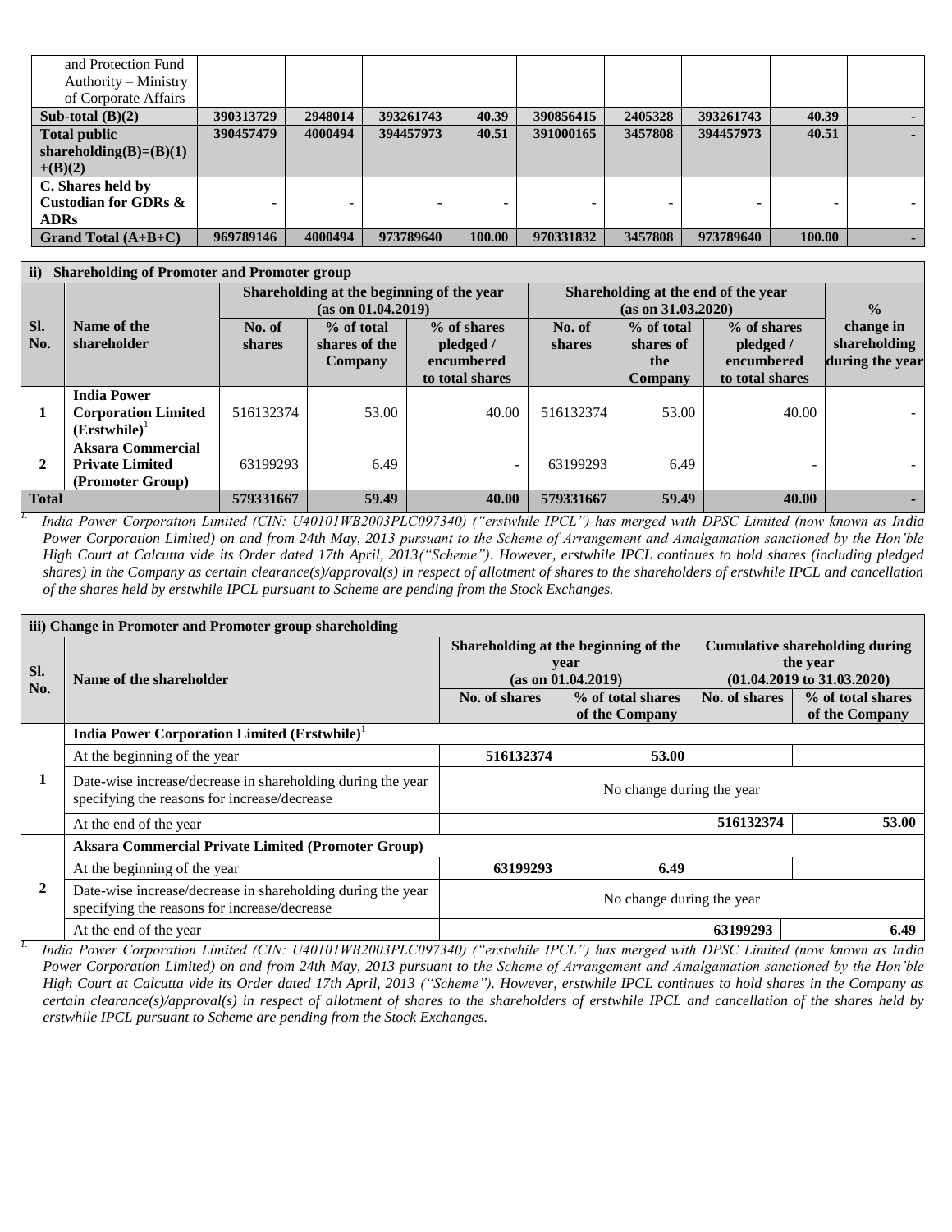| and Protection Fund Authority – Ministry of Corporate Affairs | | | | | | | | | |
|---|---|---|---|---|---|---|---|---|---|
| **Sub-total (B)(2)** | **390313729** | **2948014** | **393261743** | **40.39** | **390856415** | **2405328** | **393261743** | **40.39** | **-** |
| **Total public shareholding(B)=(B)(1)+(B)(2)** | **390457479** | **4000494** | **394457973** | **40.51** | **391000165** | **3457808** | **394457973** | **40.51** | **-** |
| **C. Shares held by Custodian for GDRs & ADRs** | - | - | - | - | - | - | - | - | - |
| **Grand Total (A+B+C)** | **969789146** | **4000494** | **973789640** | **100.00** | **970331832** | **3457808** | **973789640** | **100.00** | **-** |

**ii) Shareholding of Promoter and Promoter group**

| Sl. No. | Name of the shareholder | Shareholding at the beginning of the year (as on 01.04.2019) | | | Shareholding at the end of the year (as on 31.03.2020) | | | % change in shareholding during the year |
|---|---|---|---|---|---|---|---|---|
| | | No. of shares | % of total shares of the Company | % of shares pledged / encumbered to total shares | No. of shares | % of total shares of the Company | % of shares pledged / encumbered to total shares | |
| 1 | **India Power Corporation Limited (Erstwhile)**[1] | 516132374 | 53.00 | 40.00 | 516132374 | 53.00 | 40.00 | - |
| 2 | **Aksara Commercial Private Limited (Promoter Group)** | 63199293 | 6.49 | - | 63199293 | 6.49 | - | - |
| **Total** | | **579331667** | **59.49** | **40.00** | **579331667** | **59.49** | **40.00** | **-** |

*1. India Power Corporation Limited (CIN: U40101WB2003PLC097340) ("erstwhile IPCL") has merged with DPSC Limited (now known as India Power Corporation Limited) on and from 24th May, 2013 pursuant to the Scheme of Arrangement and Amalgamation sanctioned by the Hon'ble High Court at Calcutta vide its Order dated 17th April, 2013("Scheme"). However, erstwhile IPCL continues to hold shares (including pledged shares) in the Company as certain clearance(s)/approval(s) in respect of allotment of shares to the shareholders of erstwhile IPCL and cancellation of the shares held by erstwhile IPCL pursuant to Scheme are pending from the Stock Exchanges.*

**iii) Change in Promoter and Promoter group shareholding**

| Sl. No. | Name of the shareholder | Shareholding at the beginning of the year (as on 01.04.2019) | | Cumulative shareholding during the year (01.04.2019 to 31.03.2020) | |
|---|---|---|---|---|---|
| | | No. of shares | % of total shares of the Company | No. of shares | % of total shares of the Company |
| 1 | **India Power Corporation Limited (Erstwhile)**[1] | | | | |
| | At the beginning of the year | **516132374** | **53.00** | | |
| | Date-wise increase/decrease in shareholding during the year specifying the reasons for increase/decrease | No change during the year | | | |
| | At the end of the year | | | **516132374** | **53.00** |
| 2 | **Aksara Commercial Private Limited (Promoter Group)** | | | | |
| | At the beginning of the year | **63199293** | **6.49** | | |
| | Date-wise increase/decrease in shareholding during the year specifying the reasons for increase/decrease | No change during the year | | | |
| | At the end of the year | | | **63199293** | **6.49** |

*1. India Power Corporation Limited (CIN: U40101WB2003PLC097340) ("erstwhile IPCL") has merged with DPSC Limited (now known as India Power Corporation Limited) on and from 24th May, 2013 pursuant to the Scheme of Arrangement and Amalgamation sanctioned by the Hon'ble High Court at Calcutta vide its Order dated 17th April, 2013 ("Scheme"). However, erstwhile IPCL continues to hold shares in the Company as certain clearance(s)/approval(s) in respect of allotment of shares to the shareholders of erstwhile IPCL and cancellation of the shares held by erstwhile IPCL pursuant to Scheme are pending from the Stock Exchanges.*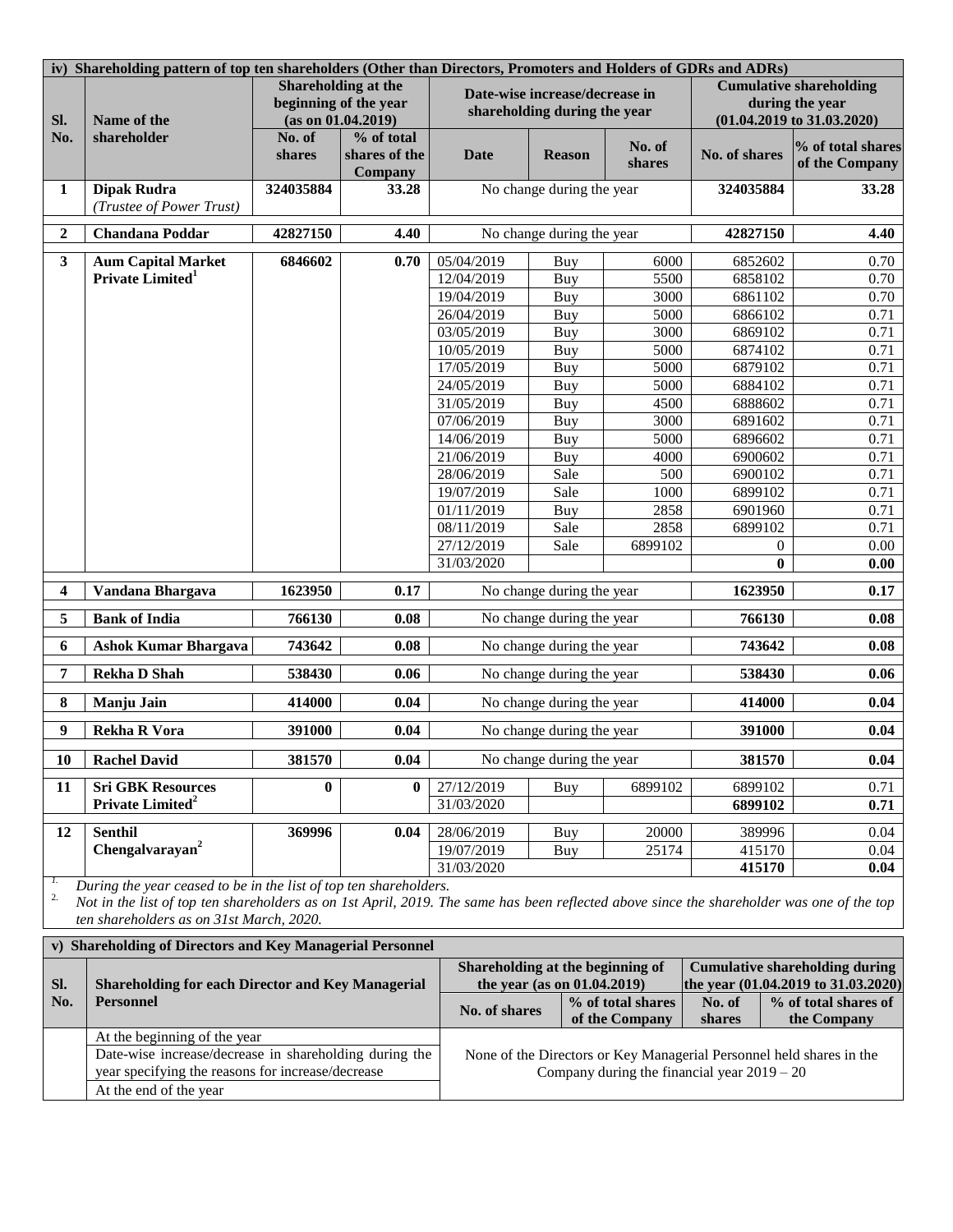**iv) Shareholding pattern of top ten shareholders (Other than Directors, Promoters and Holders of GDRs and ADRs)**

| Sl. No. | Name of the shareholder | Shareholding at the beginning of the year (as on 01.04.2019) | | Date-wise increase/decrease in shareholding during the year | | | Cumulative shareholding during the year (01.04.2019 to 31.03.2020) | |
|---|---|---|---|---|---|---|---|---|
| | | No. of shares | % of total shares of the Company | Date | Reason | No. of shares | No. of shares | % of total shares of the Company |
| **1** | **Dipak Rudra** *(Trustee of Power Trust)* | **324035884** | **33.28** | No change during the year | | | **324035884** | **33.28** |
| **2** | **Chandana Poddar** | **42827150** | **4.40** | No change during the year | | | **42827150** | **4.40** |
| **3** | **Aum Capital Market Private Limited**[1] | **6846602** | **0.70** | 05/04/2019 | Buy | 6000 | 6852602 | 0.70 |
| | | | | 12/04/2019 | Buy | 5500 | 6858102 | 0.70 |
| | | | | 19/04/2019 | Buy | 3000 | 6861102 | 0.70 |
| | | | | 26/04/2019 | Buy | 5000 | 6866102 | 0.71 |
| | | | | 03/05/2019 | Buy | 3000 | 6869102 | 0.71 |
| | | | | 10/05/2019 | Buy | 5000 | 6874102 | 0.71 |
| | | | | 17/05/2019 | Buy | 5000 | 6879102 | 0.71 |
| | | | | 24/05/2019 | Buy | 5000 | 6884102 | 0.71 |
| | | | | 31/05/2019 | Buy | 4500 | 6888602 | 0.71 |
| | | | | 07/06/2019 | Buy | 3000 | 6891602 | 0.71 |
| | | | | 14/06/2019 | Buy | 5000 | 6896602 | 0.71 |
| | | | | 21/06/2019 | Buy | 4000 | 6900602 | 0.71 |
| | | | | 28/06/2019 | Sale | 500 | 6900102 | 0.71 |
| | | | | 19/07/2019 | Sale | 1000 | 6899102 | 0.71 |
| | | | | 01/11/2019 | Buy | 2858 | 6901960 | 0.71 |
| | | | | 08/11/2019 | Sale | 2858 | 6899102 | 0.71 |
| | | | | 27/12/2019 | Sale | 6899102 | 0 | 0.00 |
| | | | | 31/03/2020 | | | **0** | **0.00** |
| **4** | **Vandana Bhargava** | **1623950** | **0.17** | No change during the year | | | **1623950** | **0.17** |
| **5** | **Bank of India** | **766130** | **0.08** | No change during the year | | | **766130** | **0.08** |
| **6** | **Ashok Kumar Bhargava** | **743642** | **0.08** | No change during the year | | | **743642** | **0.08** |
| **7** | **Rekha D Shah** | **538430** | **0.06** | No change during the year | | | **538430** | **0.06** |
| **8** | **Manju Jain** | **414000** | **0.04** | No change during the year | | | **414000** | **0.04** |
| **9** | **Rekha R Vora** | **391000** | **0.04** | No change during the year | | | **391000** | **0.04** |
| **10** | **Rachel David** | **381570** | **0.04** | No change during the year | | | **381570** | **0.04** |
| **11** | **Sri GBK Resources Private Limited**[2] | **0** | **0** | 27/12/2019 | Buy | 6899102 | 6899102 | 0.71 |
| | | | | 31/03/2020 | | | **6899102** | **0.71** |
| **12** | **Senthil Chengalvarayan**[2] | **369996** | **0.04** | 28/06/2019 | Buy | 20000 | 389996 | 0.04 |
| | | | | 19/07/2019 | Buy | 25174 | 415170 | 0.04 |
| | | | | 31/03/2020 | | | **415170** | **0.04** |

1. *During the year ceased to be in the list of top ten shareholders.*
2. *Not in the list of top ten shareholders as on 1st April, 2019. The same has been reflected above since the shareholder was one of the top ten shareholders as on 31st March, 2020.*

**v) Shareholding of Directors and Key Managerial Personnel**

| Sl. No. | Shareholding for each Director and Key Managerial Personnel | Shareholding at the beginning of the year (as on 01.04.2019) | | Cumulative shareholding during the year (01.04.2019 to 31.03.2020) | |
|---|---|---|---|---|---|
| | | No. of shares | % of total shares of the Company | No. of shares | % of total shares of the Company |
| | At the beginning of the year | None of the Directors or Key Managerial Personnel held shares in the Company during the financial year 2019 – 20 | | | |
| | Date-wise increase/decrease in shareholding during the year specifying the reasons for increase/decrease | | | | |
| | At the end of the year | | | | |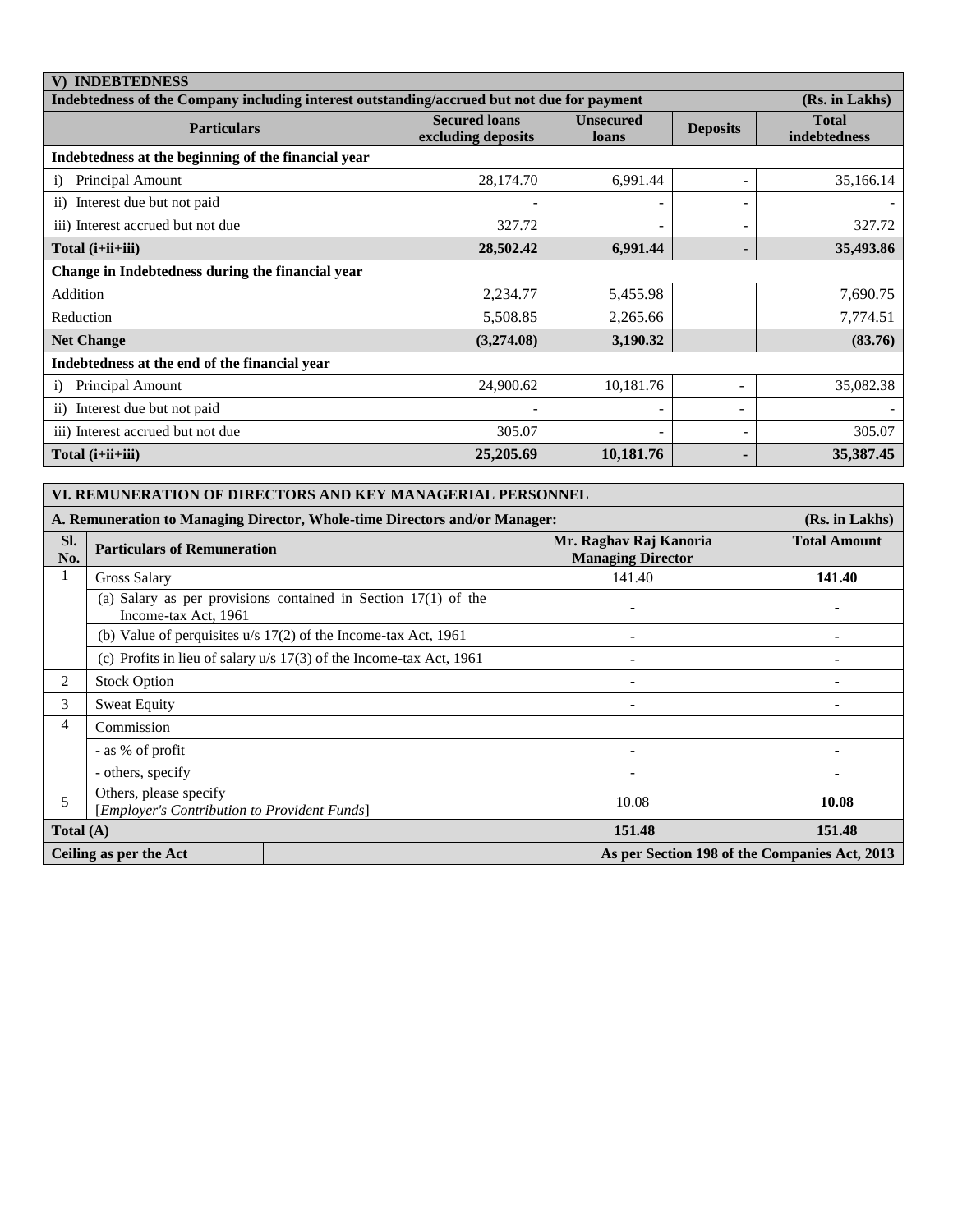## V) INDEBTEDNESS

**Indebtedness of the Company including interest outstanding/accrued but not due for payment** **(Rs. in Lakhs)**

| Particulars | Secured loans excluding deposits | Unsecured loans | Deposits | Total indebtedness |
|---|---|---|---|---|
| **Indebtedness at the beginning of the financial year** | | | | |
| i) Principal Amount | 28,174.70 | 6,991.44 | - | 35,166.14 |
| ii) Interest due but not paid | - | - | - | - |
| iii) Interest accrued but not due | 327.72 | - | - | 327.72 |
| **Total (i+ii+iii)** | **28,502.42** | **6,991.44** | **-** | **35,493.86** |
| **Change in Indebtedness during the financial year** | | | | |
| Addition | 2,234.77 | 5,455.98 | | 7,690.75 |
| Reduction | 5,508.85 | 2,265.66 | | 7,774.51 |
| **Net Change** | **(3,274.08)** | **3,190.32** | | **(83.76)** |
| **Indebtedness at the end of the financial year** | | | | |
| i) Principal Amount | 24,900.62 | 10,181.76 | - | 35,082.38 |
| ii) Interest due but not paid | - | - | - | - |
| iii) Interest accrued but not due | 305.07 | - | - | 305.07 |
| **Total (i+ii+iii)** | **25,205.69** | **10,181.76** | **-** | **35,387.45** |

## VI. REMUNERATION OF DIRECTORS AND KEY MANAGERIAL PERSONNEL

**A. Remuneration to Managing Director, Whole-time Directors and/or Manager:** **(Rs. in Lakhs)**

| Sl. No. | Particulars of Remuneration | Mr. Raghav Raj Kanoria Managing Director | Total Amount |
|---|---|---|---|
| 1 | Gross Salary | 141.40 | **141.40** |
| | (a) Salary as per provisions contained in Section 17(1) of the Income-tax Act, 1961 | - | - |
| | (b) Value of perquisites u/s 17(2) of the Income-tax Act, 1961 | - | - |
| | (c) Profits in lieu of salary u/s 17(3) of the Income-tax Act, 1961 | - | - |
| 2 | Stock Option | - | - |
| 3 | Sweat Equity | - | - |
| 4 | Commission | | |
| | - as % of profit | - | - |
| | - others, specify | - | - |
| 5 | Others, please specify [*Employer's Contribution to Provident Funds*] | 10.08 | **10.08** |
| **Total (A)** | | **151.48** | **151.48** |
| **Ceiling as per the Act** | | **As per Section 198 of the Companies Act, 2013** | |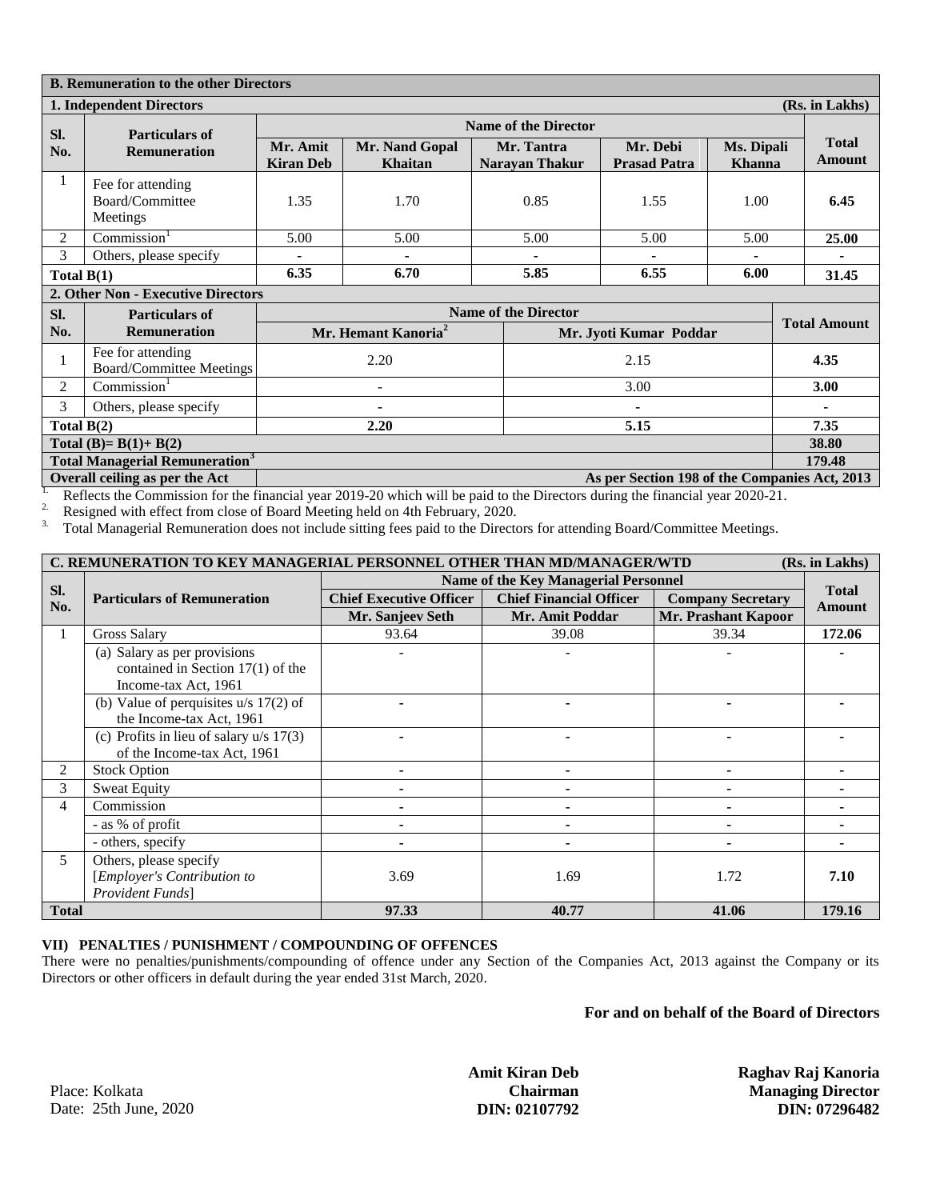**B. Remuneration to the other Directors**

**1. Independent Directors** (Rs. in Lakhs)

| Sl. No. | Particulars of Remuneration | Name of the Director | | | | | Total Amount |
|---|---|---|---|---|---|---|---|
| | | Mr. Amit Kiran Deb | Mr. Nand Gopal Khaitan | Mr. Tantra Narayan Thakur | Mr. Debi Prasad Patra | Ms. Dipali Khanna | |
| 1 | Fee for attending Board/Committee Meetings | 1.35 | 1.70 | 0.85 | 1.55 | 1.00 | **6.45** |
| 2 | Commission[1] | 5.00 | 5.00 | 5.00 | 5.00 | 5.00 | **25.00** |
| 3 | Others, please specify | - | - | - | - | - | - |
| **Total B(1)** | | **6.35** | **6.70** | **5.85** | **6.55** | **6.00** | **31.45** |

**2. Other Non - Executive Directors**

| Sl. No. | Particulars of Remuneration | Name of the Director | | Total Amount |
|---|---|---|---|---|
| | | Mr. Hemant Kanoria[2] | Mr. Jyoti Kumar Poddar | |
| 1 | Fee for attending Board/Committee Meetings | 2.20 | 2.15 | **4.35** |
| 2 | Commission[1] | - | 3.00 | **3.00** |
| 3 | Others, please specify | - | - | - |
| **Total B(2)** | | **2.20** | **5.15** | **7.35** |
| **Total (B)= B(1)+ B(2)** | | | | **38.80** |
| **Total Managerial Remuneration[3]** | | | | **179.48** |
| **Overall ceiling as per the Act** | | **As per Section 198 of the Companies Act, 2013** | | |

1. Reflects the Commission for the financial year 2019-20 which will be paid to the Directors during the financial year 2020-21.
2. Resigned with effect from close of Board Meeting held on 4th February, 2020.
3. Total Managerial Remuneration does not include sitting fees paid to the Directors for attending Board/Committee Meetings.

**C. REMUNERATION TO KEY MANAGERIAL PERSONNEL OTHER THAN MD/MANAGER/WTD** (Rs. in Lakhs)

| Sl. No. | Particulars of Remuneration | Name of the Key Managerial Personnel | | | Total Amount |
|---|---|---|---|---|---|
| | | Chief Executive Officer | Chief Financial Officer | Company Secretary | |
| | | Mr. Sanjeev Seth | Mr. Amit Poddar | Mr. Prashant Kapoor | |
| 1 | Gross Salary | 93.64 | 39.08 | 39.34 | **172.06** |
| | (a) Salary as per provisions contained in Section 17(1) of the Income-tax Act, 1961 | - | - | - | - |
| | (b) Value of perquisites u/s 17(2) of the Income-tax Act, 1961 | - | - | - | - |
| | (c) Profits in lieu of salary u/s 17(3) of the Income-tax Act, 1961 | - | - | - | - |
| 2 | Stock Option | - | - | - | - |
| 3 | Sweat Equity | - | - | - | - |
| 4 | Commission | - | - | - | - |
| | - as % of profit | - | - | - | - |
| | - others, specify | - | - | - | - |
| 5 | Others, please specify [*Employer's Contribution to Provident Funds*] | 3.69 | 1.69 | 1.72 | **7.10** |
| **Total** | | **97.33** | **40.77** | **41.06** | **179.16** |

**VII) PENALTIES / PUNISHMENT / COMPOUNDING OF OFFENCES**

There were no penalties/punishments/compounding of offence under any Section of the Companies Act, 2013 against the Company or its Directors or other officers in default during the year ended 31st March, 2020.

**For and on behalf of the Board of Directors**

Place: Kolkata
Date: 25th June, 2020

**Amit Kiran Deb**
**Chairman**
**DIN: 02107792**

**Raghav Raj Kanoria**
**Managing Director**
**DIN: 07296482**